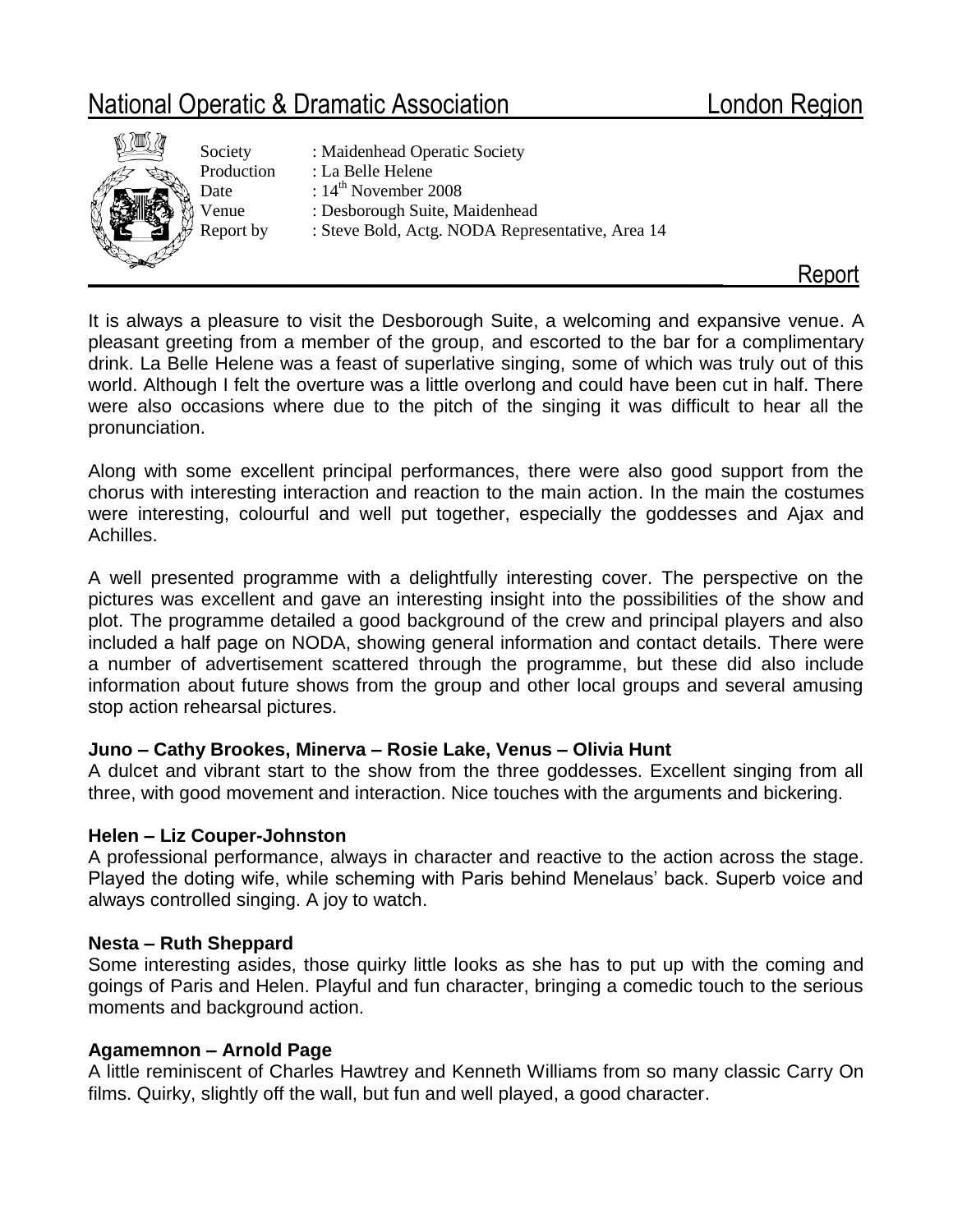# National Operatic & Dramatic Association — London Region

Society : Maidenhead Operatic Society
Production : La Belle Helene
Date : 14th November 2008
Venue : Desborough Suite, Maidenhead
Report by : Steve Bold, Actg. NODA Representative, Area 14

## Report

It is always a pleasure to visit the Desborough Suite, a welcoming and expansive venue. A pleasant greeting from a member of the group, and escorted to the bar for a complimentary drink. La Belle Helene was a feast of superlative singing, some of which was truly out of this world. Although I felt the overture was a little overlong and could have been cut in half. There were also occasions where due to the pitch of the singing it was difficult to hear all the pronunciation.

Along with some excellent principal performances, there were also good support from the chorus with interesting interaction and reaction to the main action. In the main the costumes were interesting, colourful and well put together, especially the goddesses and Ajax and Achilles.

A well presented programme with a delightfully interesting cover. The perspective on the pictures was excellent and gave an interesting insight into the possibilities of the show and plot. The programme detailed a good background of the crew and principal players and also included a half page on NODA, showing general information and contact details. There were a number of advertisement scattered through the programme, but these did also include information about future shows from the group and other local groups and several amusing stop action rehearsal pictures.

**Juno – Cathy Brookes, Minerva – Rosie Lake, Venus – Olivia Hunt**
A dulcet and vibrant start to the show from the three goddesses. Excellent singing from all three, with good movement and interaction. Nice touches with the arguments and bickering.

**Helen – Liz Couper-Johnston**
A professional performance, always in character and reactive to the action across the stage. Played the doting wife, while scheming with Paris behind Menelaus' back. Superb voice and always controlled singing. A joy to watch.

**Nesta – Ruth Sheppard**
Some interesting asides, those quirky little looks as she has to put up with the coming and goings of Paris and Helen. Playful and fun character, bringing a comedic touch to the serious moments and background action.

**Agamemnon – Arnold Page**
A little reminiscent of Charles Hawtrey and Kenneth Williams from so many classic Carry On films. Quirky, slightly off the wall, but fun and well played, a good character.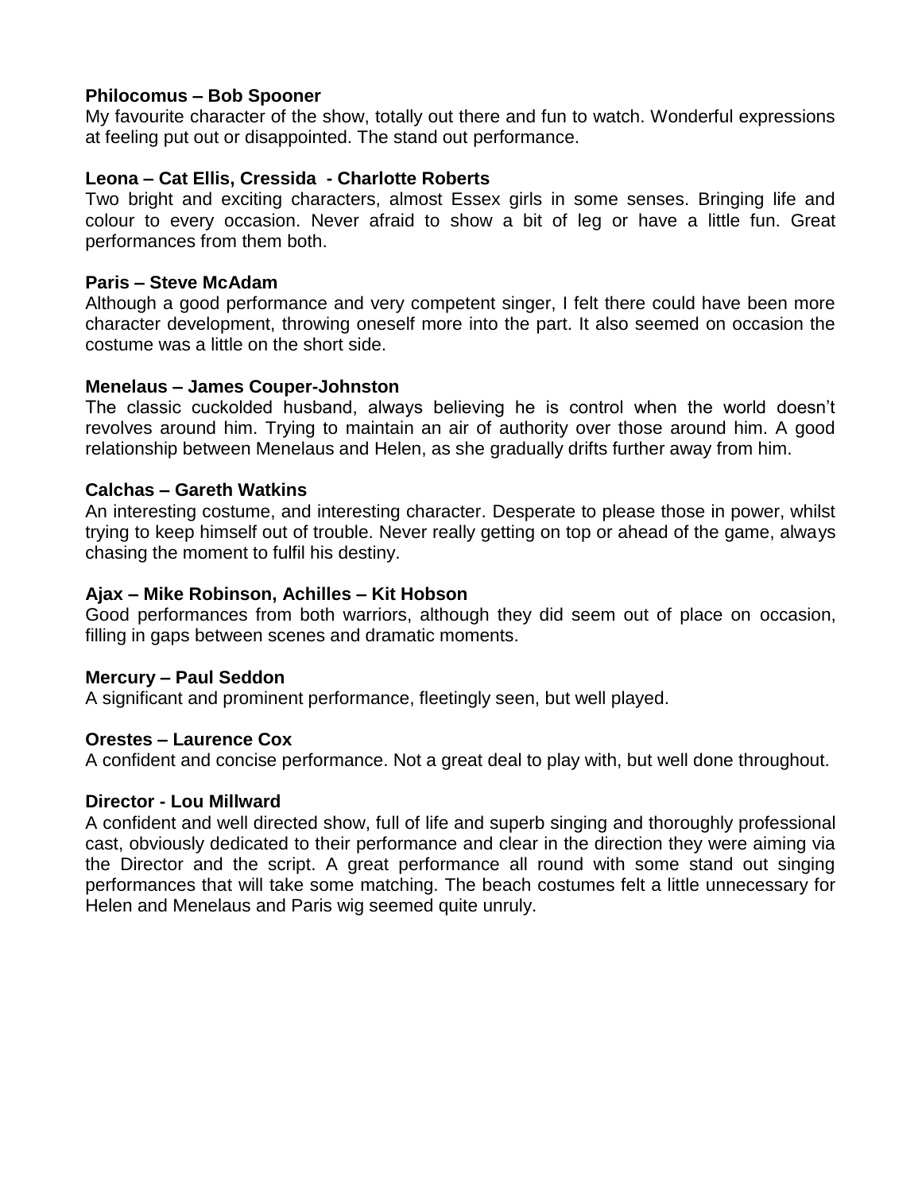**Philocomus – Bob Spooner**

My favourite character of the show, totally out there and fun to watch. Wonderful expressions at feeling put out or disappointed. The stand out performance.

**Leona – Cat Ellis, Cressida - Charlotte Roberts**

Two bright and exciting characters, almost Essex girls in some senses. Bringing life and colour to every occasion. Never afraid to show a bit of leg or have a little fun. Great performances from them both.

**Paris – Steve McAdam**

Although a good performance and very competent singer, I felt there could have been more character development, throwing oneself more into the part. It also seemed on occasion the costume was a little on the short side.

**Menelaus – James Couper-Johnston**

The classic cuckolded husband, always believing he is control when the world doesn't revolves around him. Trying to maintain an air of authority over those around him. A good relationship between Menelaus and Helen, as she gradually drifts further away from him.

**Calchas – Gareth Watkins**

An interesting costume, and interesting character. Desperate to please those in power, whilst trying to keep himself out of trouble. Never really getting on top or ahead of the game, always chasing the moment to fulfil his destiny.

**Ajax – Mike Robinson, Achilles – Kit Hobson**

Good performances from both warriors, although they did seem out of place on occasion, filling in gaps between scenes and dramatic moments.

**Mercury – Paul Seddon**

A significant and prominent performance, fleetingly seen, but well played.

**Orestes – Laurence Cox**

A confident and concise performance. Not a great deal to play with, but well done throughout.

**Director - Lou Millward**

A confident and well directed show, full of life and superb singing and thoroughly professional cast, obviously dedicated to their performance and clear in the direction they were aiming via the Director and the script. A great performance all round with some stand out singing performances that will take some matching. The beach costumes felt a little unnecessary for Helen and Menelaus and Paris wig seemed quite unruly.